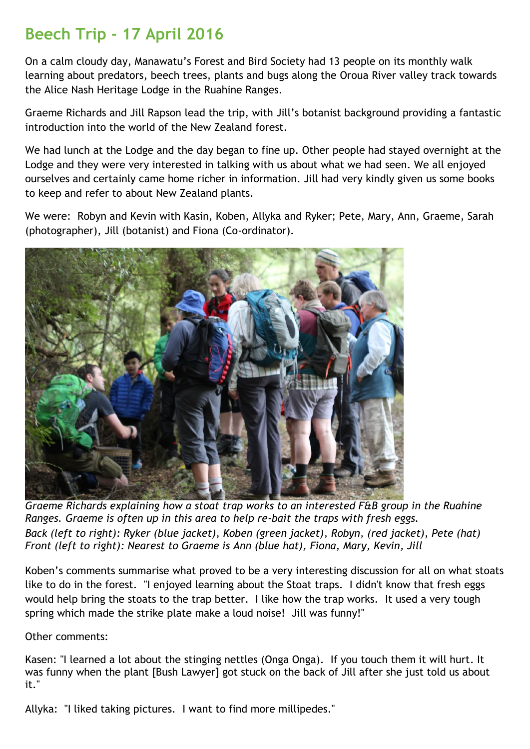# Beech Trip - 17 April 2016

On a calm cloudy day, Manawatu's Forest and Bird Society had 13 people on its monthly walk learning about predators, beech trees, plants and bugs along the Oroua River valley track towards the Alice Nash Heritage Lodge in the Ruahine Ranges.

Graeme Richards and Jill Rapson lead the trip, with Jill's botanist background providing a fantastic introduction into the world of the New Zealand forest.

We had lunch at the Lodge and the day began to fine up. Other people had stayed overnight at the Lodge and they were very interested in talking with us about what we had seen. We all enjoyed ourselves and certainly came home richer in information. Jill had very kindly given us some books to keep and refer to about New Zealand plants.

We were: Robyn and Kevin with Kasin, Koben, Allyka and Ryker; Pete, Mary, Ann, Graeme, Sarah (photographer), Jill (botanist) and Fiona (Co-ordinator).

*Graeme Richards explaining how a stoat trap works to an interested F&B group in the Ruahine Ranges. Graeme is often up in this area to help re-bait the traps with fresh eggs.*
*Back (left to right): Ryker (blue jacket), Koben (green jacket), Robyn, (red jacket), Pete (hat)*
*Front (left to right): Nearest to Graeme is Ann (blue hat), Fiona, Mary, Kevin, Jill*

Koben's comments summarise what proved to be a very interesting discussion for all on what stoats like to do in the forest. "I enjoyed learning about the Stoat traps. I didn't know that fresh eggs would help bring the stoats to the trap better. I like how the trap works. It used a very tough spring which made the strike plate make a loud noise! Jill was funny!"

Other comments:

Kasen: "I learned a lot about the stinging nettles (Onga Onga). If you touch them it will hurt. It was funny when the plant [Bush Lawyer] got stuck on the back of Jill after she just told us about it."

Allyka: "I liked taking pictures. I want to find more millipedes."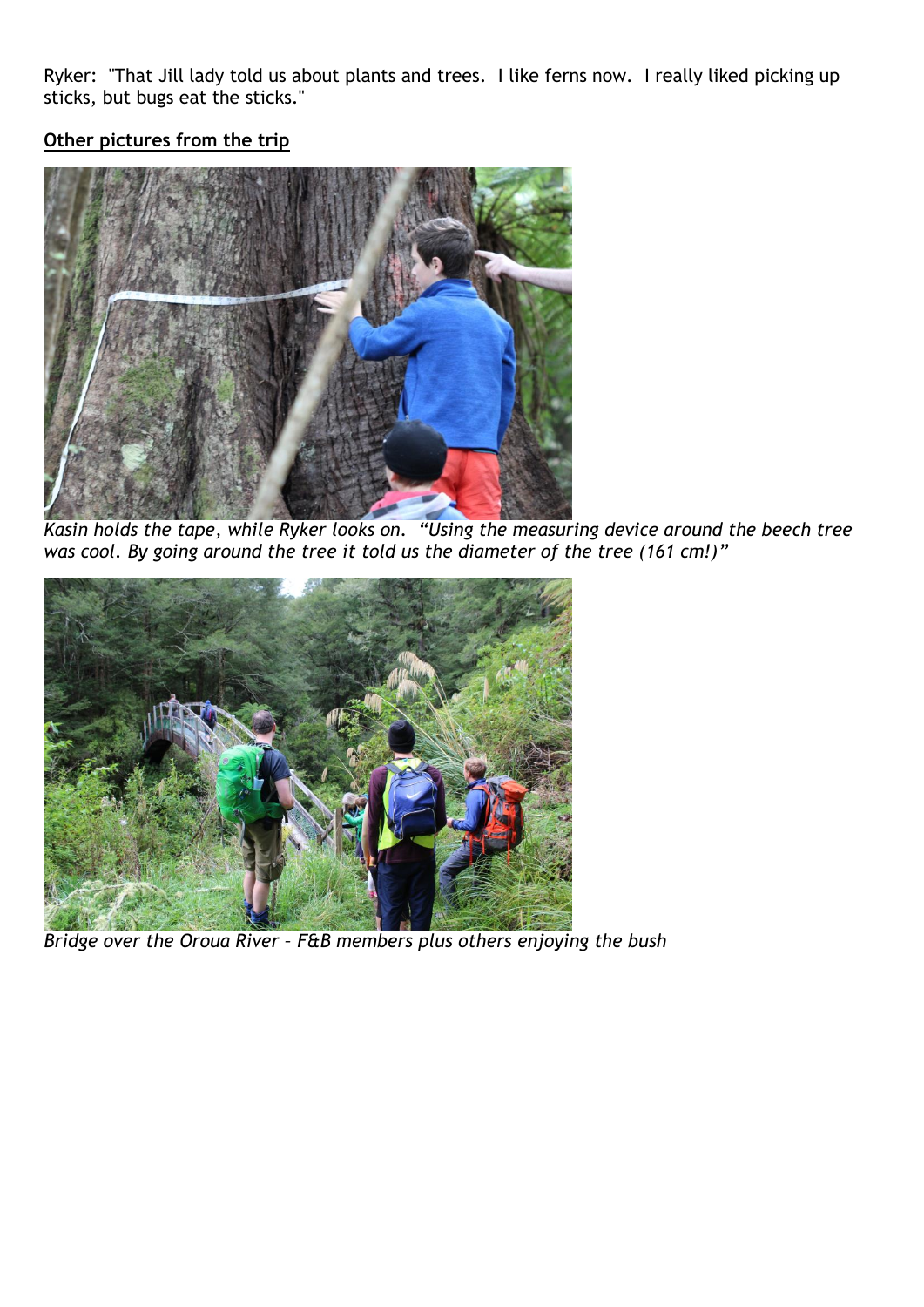Ryker: "That Jill lady told us about plants and trees. I like ferns now. I really liked picking up sticks, but bugs eat the sticks."

**Other pictures from the trip**

*Kasin holds the tape, while Ryker looks on. "Using the measuring device around the beech tree was cool. By going around the tree it told us the diameter of the tree (161 cm!)"*

*Bridge over the Oroua River – F&B members plus others enjoying the bush*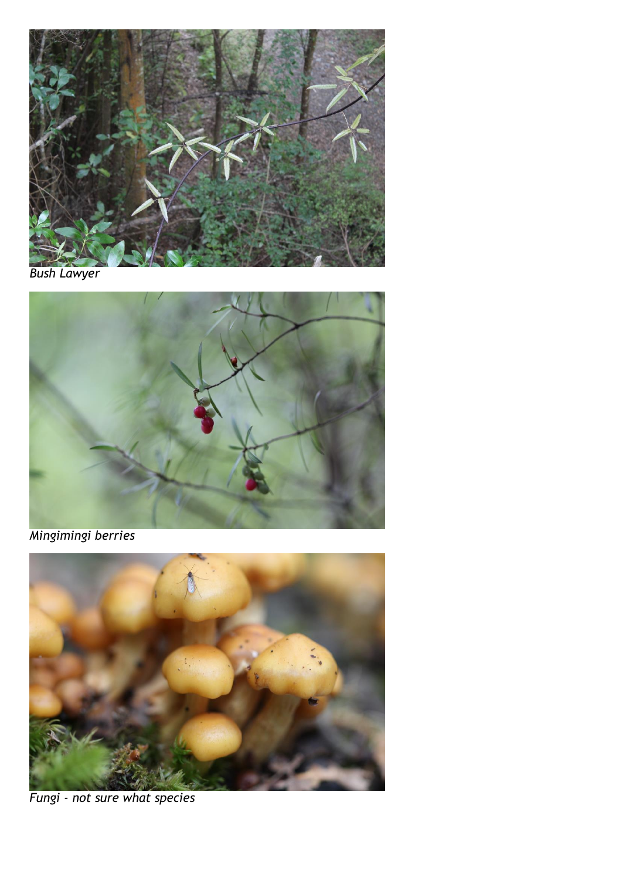*Bush Lawyer*

*Mingimingi berries*

*Fungi - not sure what species*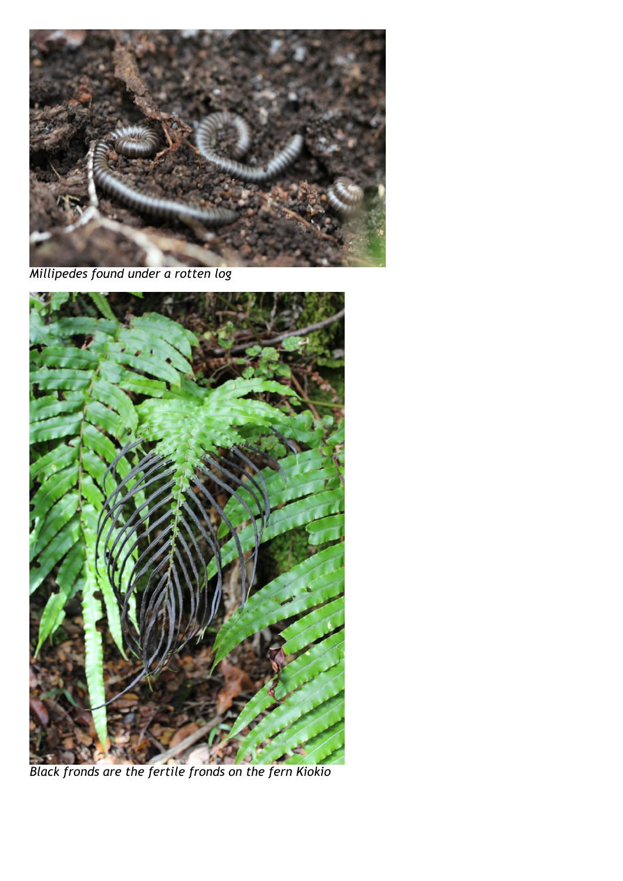*Millipedes found under a rotten log*

*Black fronds are the fertile fronds on the fern Kiokio*